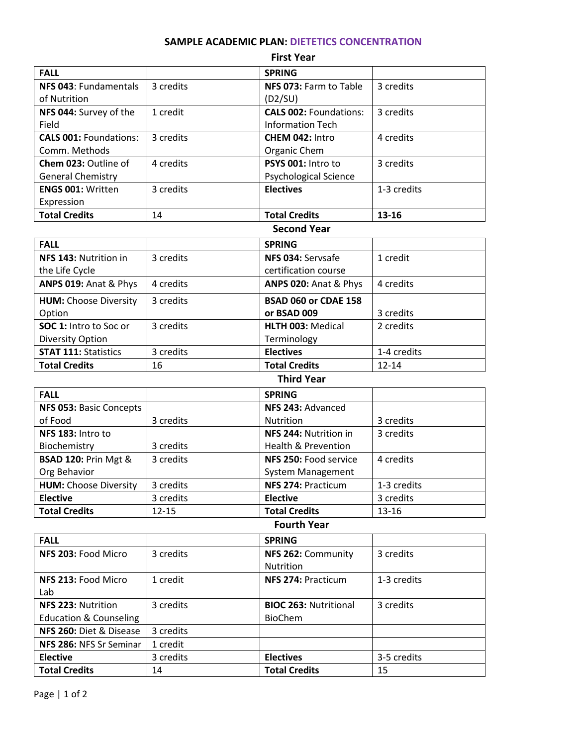# SAMPLE ACADEMIC PLAN: DIETETICS CONCENTRATION

## First Year

| FALL | | SPRING | |
|---|---|---|---|
| **NFS 043**: Fundamentals of Nutrition | 3 credits | **NFS 073:** Farm to Table (D2/SU) | 3 credits |
| **NFS 044:** Survey of the Field | 1 credit | **CALS 002:** Foundations: Information Tech | 3 credits |
| **CALS 001:** Foundations: Comm. Methods | 3 credits | **CHEM 042:** Intro Organic Chem | 4 credits |
| **Chem 023:** Outline of General Chemistry | 4 credits | **PSYS 001:** Intro to Psychological Science | 3 credits |
| **ENGS 001:** Written Expression | 3 credits | **Electives** | 1-3 credits |
| **Total Credits** | 14 | **Total Credits** | **13-16** |

## Second Year

| FALL | | SPRING | |
|---|---|---|---|
| **NFS 143:** Nutrition in the Life Cycle | 3 credits | **NFS 034:** Servsafe certification course | 1 credit |
| **ANPS 019:** Anat & Phys | 4 credits | **ANPS 020:** Anat & Phys | 4 credits |
| **HUM:** Choose Diversity Option | 3 credits | **BSAD 060 or CDAE 158 or BSAD 009** | 3 credits |
| **SOC 1:** Intro to Soc or Diversity Option | 3 credits | **HLTH 003:** Medical Terminology | 2 credits |
| **STAT 111:** Statistics | 3 credits | **Electives** | 1-4 credits |
| **Total Credits** | 16 | **Total Credits** | 12-14 |

## Third Year

| FALL | | SPRING | |
|---|---|---|---|
| **NFS 053:** Basic Concepts of Food | 3 credits | **NFS 243:** Advanced Nutrition | 3 credits |
| **NFS 183:** Intro to Biochemistry | 3 credits | **NFS 244:** Nutrition in Health & Prevention | 3 credits |
| **BSAD 120:** Prin Mgt & Org Behavior | 3 credits | **NFS 250:** Food service System Management | 4 credits |
| **HUM:** Choose Diversity | 3 credits | **NFS 274:** Practicum | 1-3 credits |
| **Elective** | 3 credits | **Elective** | 3 credits |
| **Total Credits** | 12-15 | **Total Credits** | 13-16 |

## Fourth Year

| FALL | | SPRING | |
|---|---|---|---|
| **NFS 203:** Food Micro | 3 credits | **NFS 262:** Community Nutrition | 3 credits |
| **NFS 213:** Food Micro Lab | 1 credit | **NFS 274:** Practicum | 1-3 credits |
| **NFS 223:** Nutrition Education & Counseling | 3 credits | **BIOC 263:** Nutritional BioChem | 3 credits |
| **NFS 260:** Diet & Disease | 3 credits | | |
| **NFS 286:** NFS Sr Seminar | 1 credit | | |
| **Elective** | 3 credits | **Electives** | 3-5 credits |
| **Total Credits** | 14 | **Total Credits** | 15 |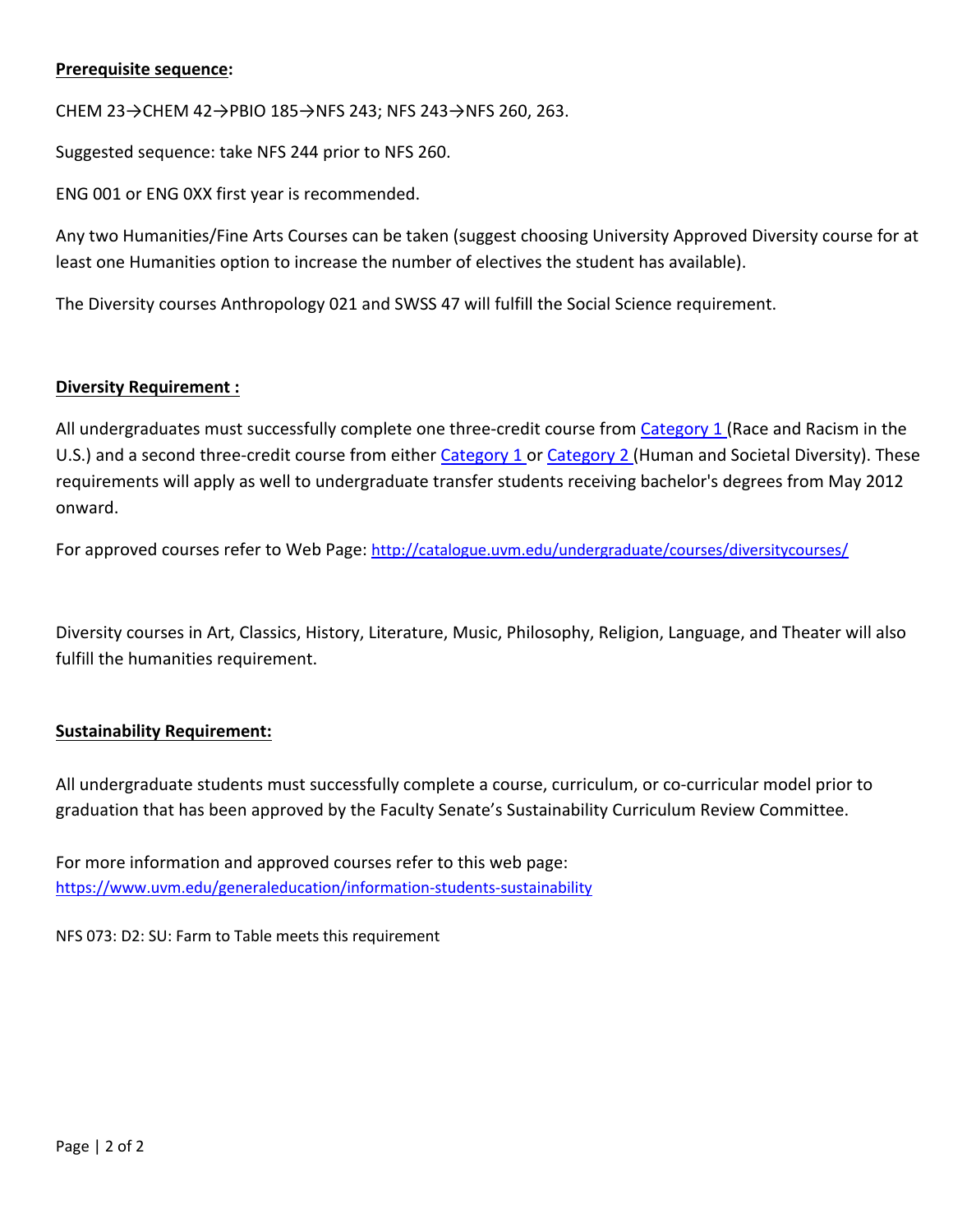**Prerequisite sequence:**

CHEM 23→CHEM 42→PBIO 185→NFS 243; NFS 243→NFS 260, 263.

Suggested sequence: take NFS 244 prior to NFS 260.

ENG 001 or ENG 0XX first year is recommended.

Any two Humanities/Fine Arts Courses can be taken (suggest choosing University Approved Diversity course for at least one Humanities option to increase the number of electives the student has available).

The Diversity courses Anthropology 021 and SWSS 47 will fulfill the Social Science requirement.

**Diversity Requirement :**

All undergraduates must successfully complete one three-credit course from Category 1 (Race and Racism in the U.S.) and a second three-credit course from either Category 1 or Category 2 (Human and Societal Diversity). These requirements will apply as well to undergraduate transfer students receiving bachelor's degrees from May 2012 onward.

For approved courses refer to Web Page: http://catalogue.uvm.edu/undergraduate/courses/diversitycourses/

Diversity courses in Art, Classics, History, Literature, Music, Philosophy, Religion, Language, and Theater will also fulfill the humanities requirement.

**Sustainability Requirement:**

All undergraduate students must successfully complete a course, curriculum, or co-curricular model prior to graduation that has been approved by the Faculty Senate's Sustainability Curriculum Review Committee.

For more information and approved courses refer to this web page:
https://www.uvm.edu/generaleducation/information-students-sustainability

NFS 073: D2: SU: Farm to Table meets this requirement